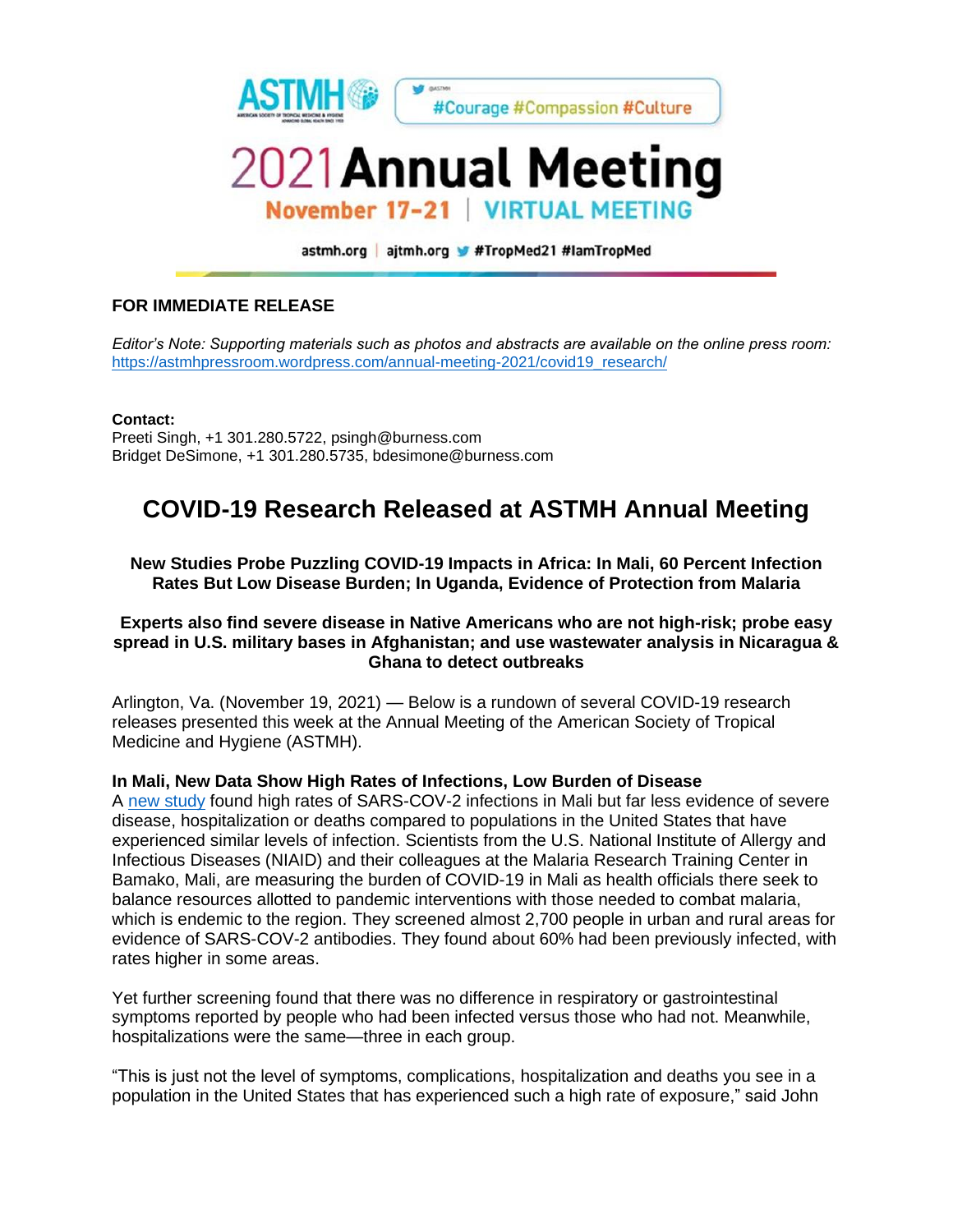ASTMH #Courage #Compassion #Culture

# 2021 Annual Meeting

November 17-21 | VIRTUAL MEETING

astmh.org | ajtmh.org #TropMed21 #IamTropMed

**FOR IMMEDIATE RELEASE**

*Editor's Note: Supporting materials such as photos and abstracts are available on the online press room:* [https://astmhpressroom.wordpress.com/annual-meeting-2021/covid19_research/](https://astmhpressroom.wordpress.com/annual-meeting-2021/covid19_research/)

**Contact:**
Preeti Singh, +1 301.280.5722, psingh@burness.com
Bridget DeSimone, +1 301.280.5735, bdesimone@burness.com

# COVID-19 Research Released at ASTMH Annual Meeting

### New Studies Probe Puzzling COVID-19 Impacts in Africa: In Mali, 60 Percent Infection Rates But Low Disease Burden; In Uganda, Evidence of Protection from Malaria

### Experts also find severe disease in Native Americans who are not high-risk; probe easy spread in U.S. military bases in Afghanistan; and use wastewater analysis in Nicaragua & Ghana to detect outbreaks

Arlington, Va. (November 19, 2021) — Below is a rundown of several COVID-19 research releases presented this week at the Annual Meeting of the American Society of Tropical Medicine and Hygiene (ASTMH).

**In Mali, New Data Show High Rates of Infections, Low Burden of Disease**

A new study found high rates of SARS-COV-2 infections in Mali but far less evidence of severe disease, hospitalization or deaths compared to populations in the United States that have experienced similar levels of infection. Scientists from the U.S. National Institute of Allergy and Infectious Diseases (NIAID) and their colleagues at the Malaria Research Training Center in Bamako, Mali, are measuring the burden of COVID-19 in Mali as health officials there seek to balance resources allotted to pandemic interventions with those needed to combat malaria, which is endemic to the region. They screened almost 2,700 people in urban and rural areas for evidence of SARS-COV-2 antibodies. They found about 60% had been previously infected, with rates higher in some areas.

Yet further screening found that there was no difference in respiratory or gastrointestinal symptoms reported by people who had been infected versus those who had not. Meanwhile, hospitalizations were the same—three in each group.

"This is just not the level of symptoms, complications, hospitalization and deaths you see in a population in the United States that has experienced such a high rate of exposure," said John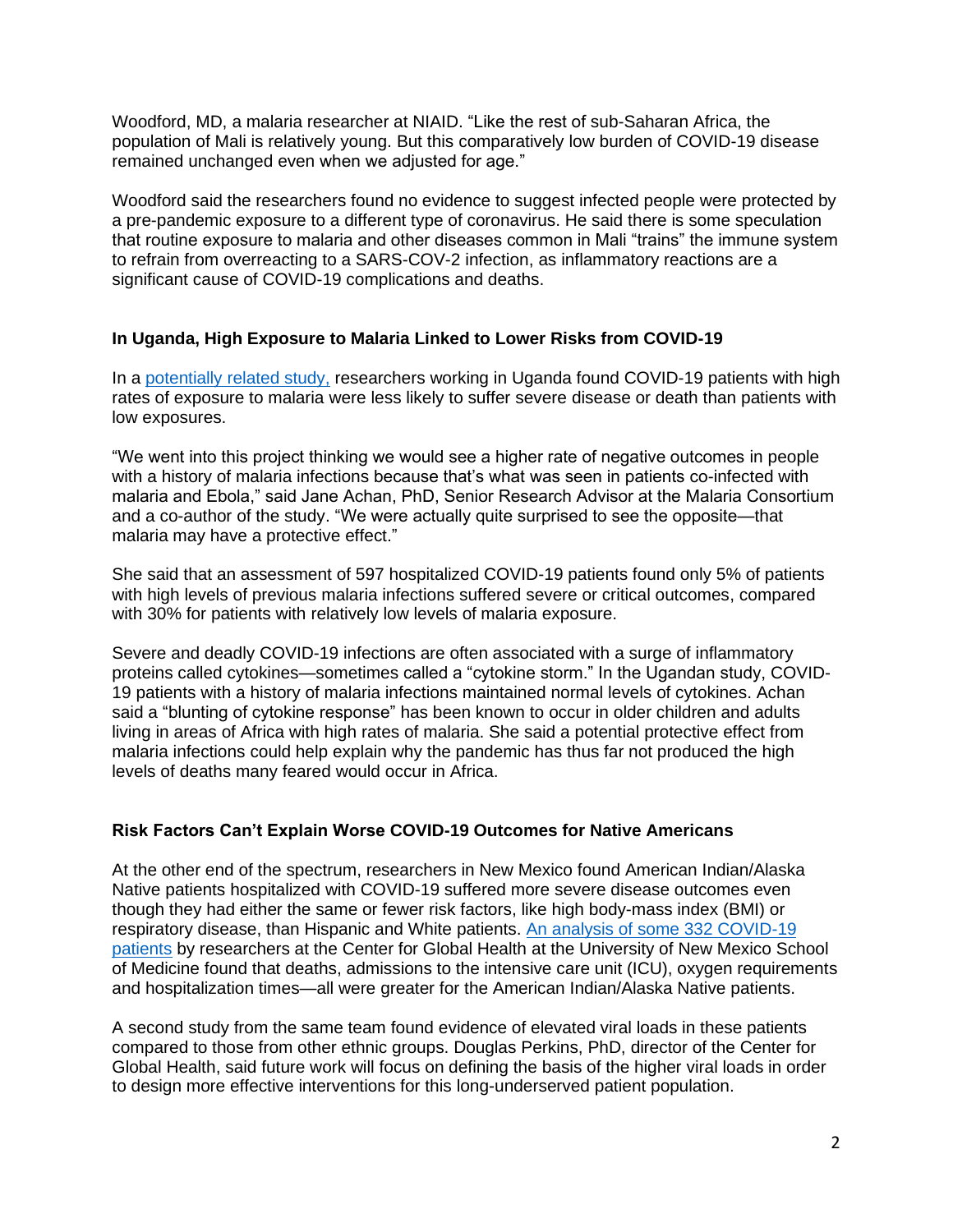Woodford, MD, a malaria researcher at NIAID. "Like the rest of sub-Saharan Africa, the population of Mali is relatively young. But this comparatively low burden of COVID-19 disease remained unchanged even when we adjusted for age."

Woodford said the researchers found no evidence to suggest infected people were protected by a pre-pandemic exposure to a different type of coronavirus. He said there is some speculation that routine exposure to malaria and other diseases common in Mali "trains" the immune system to refrain from overreacting to a SARS-COV-2 infection, as inflammatory reactions are a significant cause of COVID-19 complications and deaths.

### In Uganda, High Exposure to Malaria Linked to Lower Risks from COVID-19

In a potentially related study, researchers working in Uganda found COVID-19 patients with high rates of exposure to malaria were less likely to suffer severe disease or death than patients with low exposures.

"We went into this project thinking we would see a higher rate of negative outcomes in people with a history of malaria infections because that's what was seen in patients co-infected with malaria and Ebola," said Jane Achan, PhD, Senior Research Advisor at the Malaria Consortium and a co-author of the study. "We were actually quite surprised to see the opposite—that malaria may have a protective effect."

She said that an assessment of 597 hospitalized COVID-19 patients found only 5% of patients with high levels of previous malaria infections suffered severe or critical outcomes, compared with 30% for patients with relatively low levels of malaria exposure.

Severe and deadly COVID-19 infections are often associated with a surge of inflammatory proteins called cytokines—sometimes called a "cytokine storm." In the Ugandan study, COVID-19 patients with a history of malaria infections maintained normal levels of cytokines. Achan said a "blunting of cytokine response" has been known to occur in older children and adults living in areas of Africa with high rates of malaria. She said a potential protective effect from malaria infections could help explain why the pandemic has thus far not produced the high levels of deaths many feared would occur in Africa.

### Risk Factors Can't Explain Worse COVID-19 Outcomes for Native Americans

At the other end of the spectrum, researchers in New Mexico found American Indian/Alaska Native patients hospitalized with COVID-19 suffered more severe disease outcomes even though they had either the same or fewer risk factors, like high body-mass index (BMI) or respiratory disease, than Hispanic and White patients. An analysis of some 332 COVID-19 patients by researchers at the Center for Global Health at the University of New Mexico School of Medicine found that deaths, admissions to the intensive care unit (ICU), oxygen requirements and hospitalization times—all were greater for the American Indian/Alaska Native patients.

A second study from the same team found evidence of elevated viral loads in these patients compared to those from other ethnic groups. Douglas Perkins, PhD, director of the Center for Global Health, said future work will focus on defining the basis of the higher viral loads in order to design more effective interventions for this long-underserved patient population.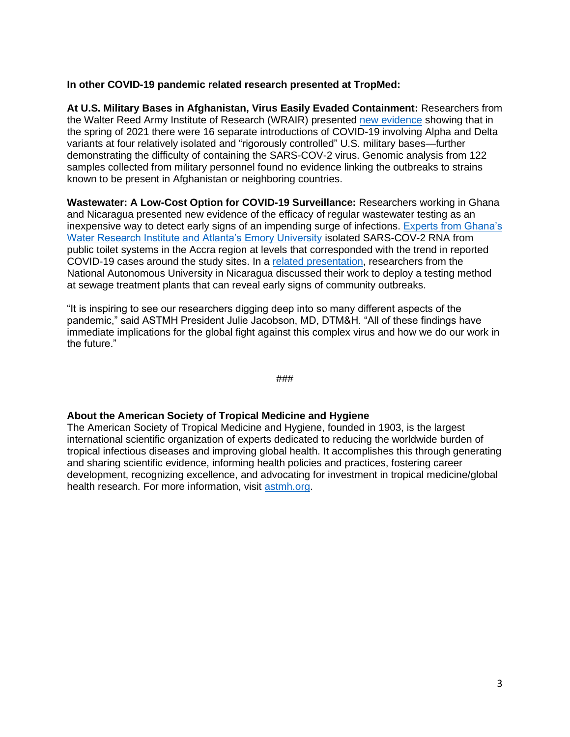**In other COVID-19 pandemic related research presented at TropMed:**

**At U.S. Military Bases in Afghanistan, Virus Easily Evaded Containment:** Researchers from the Walter Reed Army Institute of Research (WRAIR) presented new evidence showing that in the spring of 2021 there were 16 separate introductions of COVID-19 involving Alpha and Delta variants at four relatively isolated and "rigorously controlled" U.S. military bases—further demonstrating the difficulty of containing the SARS-COV-2 virus. Genomic analysis from 122 samples collected from military personnel found no evidence linking the outbreaks to strains known to be present in Afghanistan or neighboring countries.

**Wastewater: A Low-Cost Option for COVID-19 Surveillance:** Researchers working in Ghana and Nicaragua presented new evidence of the efficacy of regular wastewater testing as an inexpensive way to detect early signs of an impending surge of infections. Experts from Ghana's Water Research Institute and Atlanta's Emory University isolated SARS-COV-2 RNA from public toilet systems in the Accra region at levels that corresponded with the trend in reported COVID-19 cases around the study sites. In a related presentation, researchers from the National Autonomous University in Nicaragua discussed their work to deploy a testing method at sewage treatment plants that can reveal early signs of community outbreaks.

"It is inspiring to see our researchers digging deep into so many different aspects of the pandemic," said ASTMH President Julie Jacobson, MD, DTM&H. "All of these findings have immediate implications for the global fight against this complex virus and how we do our work in the future."

###

**About the American Society of Tropical Medicine and Hygiene**

The American Society of Tropical Medicine and Hygiene, founded in 1903, is the largest international scientific organization of experts dedicated to reducing the worldwide burden of tropical infectious diseases and improving global health. It accomplishes this through generating and sharing scientific evidence, informing health policies and practices, fostering career development, recognizing excellence, and advocating for investment in tropical medicine/global health research. For more information, visit astmh.org.